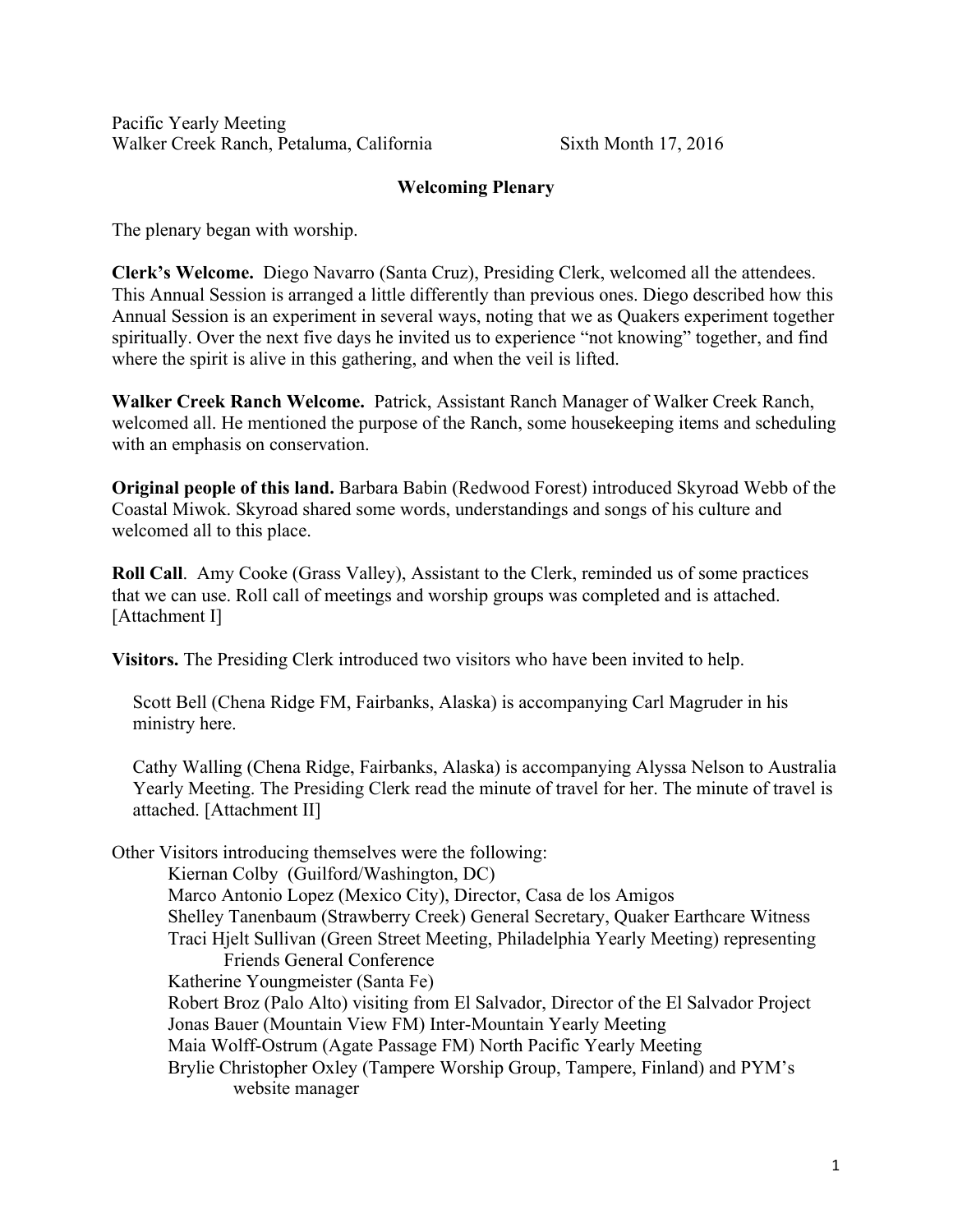Pacific Yearly Meeting
Walker Creek Ranch, Petaluma, California  Sixth Month 17, 2016

## Welcoming Plenary

The plenary began with worship.

**Clerk's Welcome.** Diego Navarro (Santa Cruz), Presiding Clerk, welcomed all the attendees. This Annual Session is arranged a little differently than previous ones. Diego described how this Annual Session is an experiment in several ways, noting that we as Quakers experiment together spiritually. Over the next five days he invited us to experience "not knowing" together, and find where the spirit is alive in this gathering, and when the veil is lifted.

**Walker Creek Ranch Welcome.** Patrick, Assistant Ranch Manager of Walker Creek Ranch, welcomed all. He mentioned the purpose of the Ranch, some housekeeping items and scheduling with an emphasis on conservation.

**Original people of this land.** Barbara Babin (Redwood Forest) introduced Skyroad Webb of the Coastal Miwok. Skyroad shared some words, understandings and songs of his culture and welcomed all to this place.

**Roll Call**. Amy Cooke (Grass Valley), Assistant to the Clerk, reminded us of some practices that we can use. Roll call of meetings and worship groups was completed and is attached. [Attachment I]

**Visitors.** The Presiding Clerk introduced two visitors who have been invited to help.

> Scott Bell (Chena Ridge FM, Fairbanks, Alaska) is accompanying Carl Magruder in his ministry here.
>
> Cathy Walling (Chena Ridge, Fairbanks, Alaska) is accompanying Alyssa Nelson to Australia Yearly Meeting. The Presiding Clerk read the minute of travel for her. The minute of travel is attached. [Attachment II]

Other Visitors introducing themselves were the following:

- Kiernan Colby (Guilford/Washington, DC)
- Marco Antonio Lopez (Mexico City), Director, Casa de los Amigos
- Shelley Tanenbaum (Strawberry Creek) General Secretary, Quaker Earthcare Witness
- Traci Hjelt Sullivan (Green Street Meeting, Philadelphia Yearly Meeting) representing Friends General Conference
- Katherine Youngmeister (Santa Fe)
- Robert Broz (Palo Alto) visiting from El Salvador, Director of the El Salvador Project
- Jonas Bauer (Mountain View FM) Inter-Mountain Yearly Meeting
- Maia Wolff-Ostrum (Agate Passage FM) North Pacific Yearly Meeting
- Brylie Christopher Oxley (Tampere Worship Group, Tampere, Finland) and PYM's website manager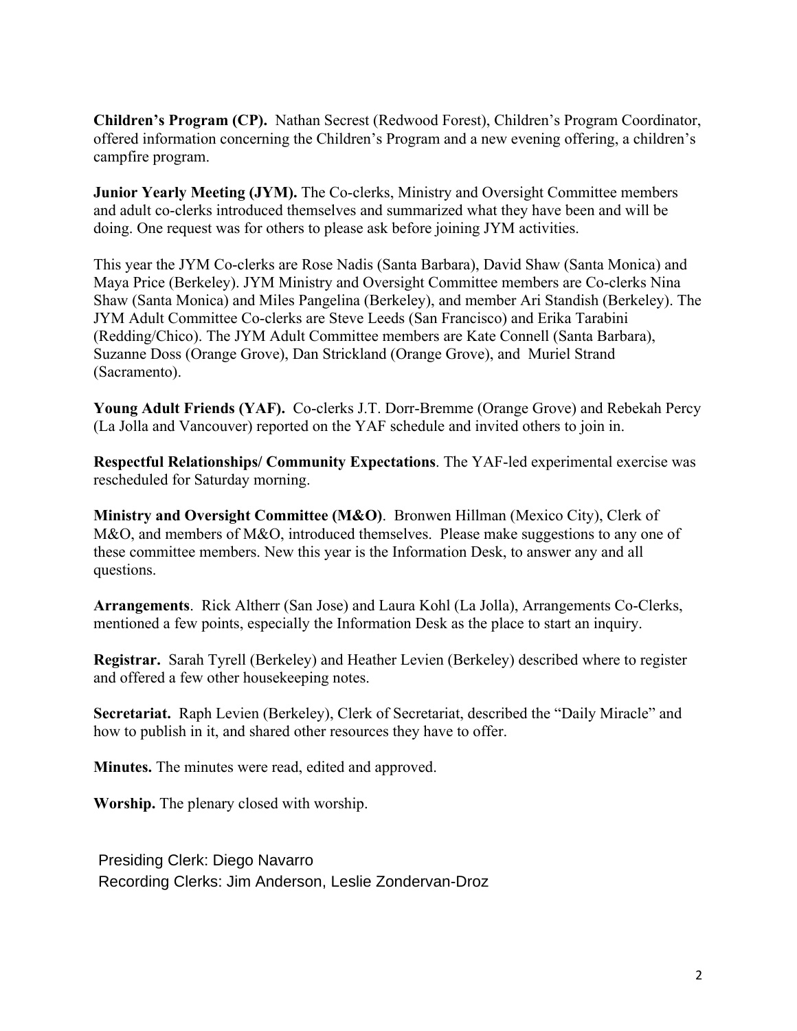**Children's Program (CP).** Nathan Secrest (Redwood Forest), Children's Program Coordinator, offered information concerning the Children's Program and a new evening offering, a children's campfire program.

**Junior Yearly Meeting (JYM).** The Co-clerks, Ministry and Oversight Committee members and adult co-clerks introduced themselves and summarized what they have been and will be doing. One request was for others to please ask before joining JYM activities.

This year the JYM Co-clerks are Rose Nadis (Santa Barbara), David Shaw (Santa Monica) and Maya Price (Berkeley). JYM Ministry and Oversight Committee members are Co-clerks Nina Shaw (Santa Monica) and Miles Pangelina (Berkeley), and member Ari Standish (Berkeley). The JYM Adult Committee Co-clerks are Steve Leeds (San Francisco) and Erika Tarabini (Redding/Chico). The JYM Adult Committee members are Kate Connell (Santa Barbara), Suzanne Doss (Orange Grove), Dan Strickland (Orange Grove), and Muriel Strand (Sacramento).

**Young Adult Friends (YAF).** Co-clerks J.T. Dorr-Bremme (Orange Grove) and Rebekah Percy (La Jolla and Vancouver) reported on the YAF schedule and invited others to join in.

**Respectful Relationships/ Community Expectations**. The YAF-led experimental exercise was rescheduled for Saturday morning.

**Ministry and Oversight Committee (M&O)**. Bronwen Hillman (Mexico City), Clerk of M&O, and members of M&O, introduced themselves. Please make suggestions to any one of these committee members. New this year is the Information Desk, to answer any and all questions.

**Arrangements**. Rick Altherr (San Jose) and Laura Kohl (La Jolla), Arrangements Co-Clerks, mentioned a few points, especially the Information Desk as the place to start an inquiry.

**Registrar.** Sarah Tyrell (Berkeley) and Heather Levien (Berkeley) described where to register and offered a few other housekeeping notes.

**Secretariat.** Raph Levien (Berkeley), Clerk of Secretariat, described the "Daily Miracle" and how to publish in it, and shared other resources they have to offer.

**Minutes.** The minutes were read, edited and approved.

**Worship.** The plenary closed with worship.

Presiding Clerk: Diego Navarro
Recording Clerks: Jim Anderson, Leslie Zondervan-Droz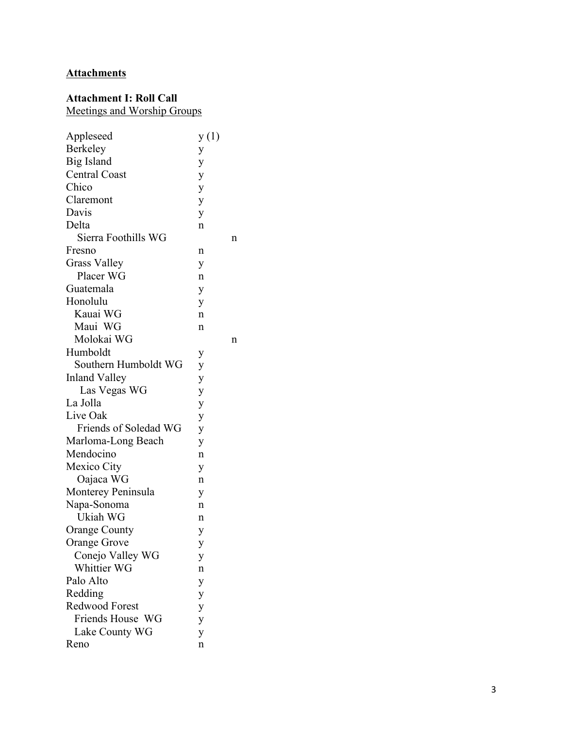## Attachments

### Attachment I: Roll Call

Meetings and Worship Groups

| | | |
|---|---|---|
| Appleseed | y (1) | |
| Berkeley | y | |
| Big Island | y | |
| Central Coast | y | |
| Chico | y | |
| Claremont | y | |
| Davis | y | |
| Delta | n | |
| Sierra Foothills WG | | n |
| Fresno | n | |
| Grass Valley | y | |
| Placer WG | n | |
| Guatemala | y | |
| Honolulu | y | |
| Kauai WG | n | |
| Maui WG | n | |
| Molokai WG | | n |
| Humboldt | y | |
| Southern Humboldt WG | y | |
| Inland Valley | y | |
| Las Vegas WG | y | |
| La Jolla | y | |
| Live Oak | y | |
| Friends of Soledad WG | y | |
| Marloma-Long Beach | y | |
| Mendocino | n | |
| Mexico City | y | |
| Oajaca WG | n | |
| Monterey Peninsula | y | |
| Napa-Sonoma | n | |
| Ukiah WG | n | |
| Orange County | y | |
| Orange Grove | y | |
| Conejo Valley WG | y | |
| Whittier WG | n | |
| Palo Alto | y | |
| Redding | y | |
| Redwood Forest | y | |
| Friends House WG | y | |
| Lake County WG | y | |
| Reno | n | |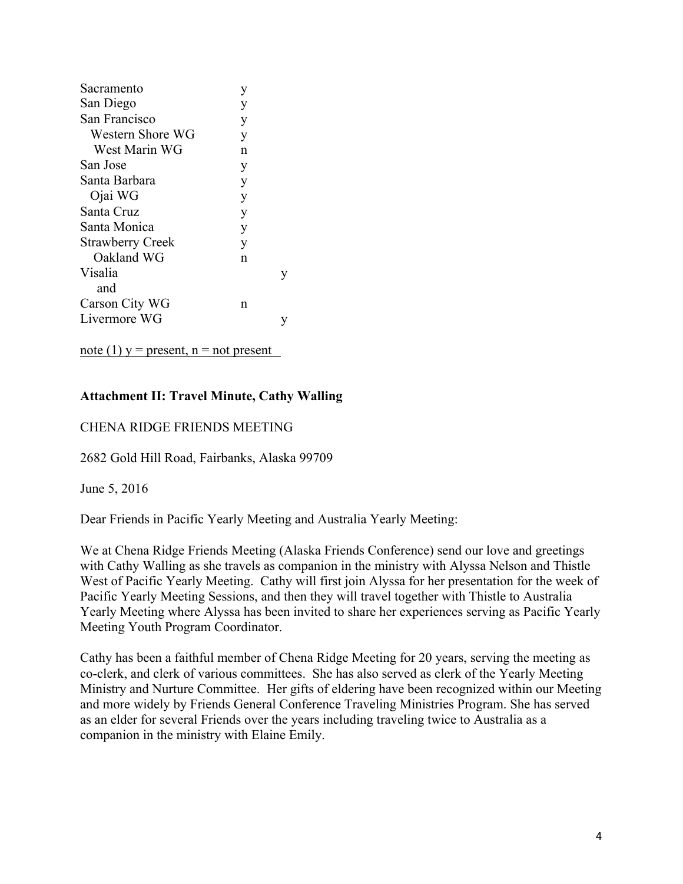| | | |
|---|---|---|
| Sacramento | y | |
| San Diego | y | |
| San Francisco | y | |
| Western Shore WG | y | |
| West Marin WG | n | |
| San Jose | y | |
| Santa Barbara | y | |
| Ojai WG | y | |
| Santa Cruz | y | |
| Santa Monica | y | |
| Strawberry Creek | y | |
| Oakland WG | n | |
| Visalia | | y |
| and | | |
| Carson City WG | n | |
| Livermore WG | | y |

note (1) y = present, n = not present

**Attachment II: Travel Minute, Cathy Walling**

CHENA RIDGE FRIENDS MEETING

2682 Gold Hill Road, Fairbanks, Alaska 99709

June 5, 2016

Dear Friends in Pacific Yearly Meeting and Australia Yearly Meeting:

We at Chena Ridge Friends Meeting (Alaska Friends Conference) send our love and greetings with Cathy Walling as she travels as companion in the ministry with Alyssa Nelson and Thistle West of Pacific Yearly Meeting. Cathy will first join Alyssa for her presentation for the week of Pacific Yearly Meeting Sessions, and then they will travel together with Thistle to Australia Yearly Meeting where Alyssa has been invited to share her experiences serving as Pacific Yearly Meeting Youth Program Coordinator.

Cathy has been a faithful member of Chena Ridge Meeting for 20 years, serving the meeting as co-clerk, and clerk of various committees. She has also served as clerk of the Yearly Meeting Ministry and Nurture Committee. Her gifts of eldering have been recognized within our Meeting and more widely by Friends General Conference Traveling Ministries Program. She has served as an elder for several Friends over the years including traveling twice to Australia as a companion in the ministry with Elaine Emily.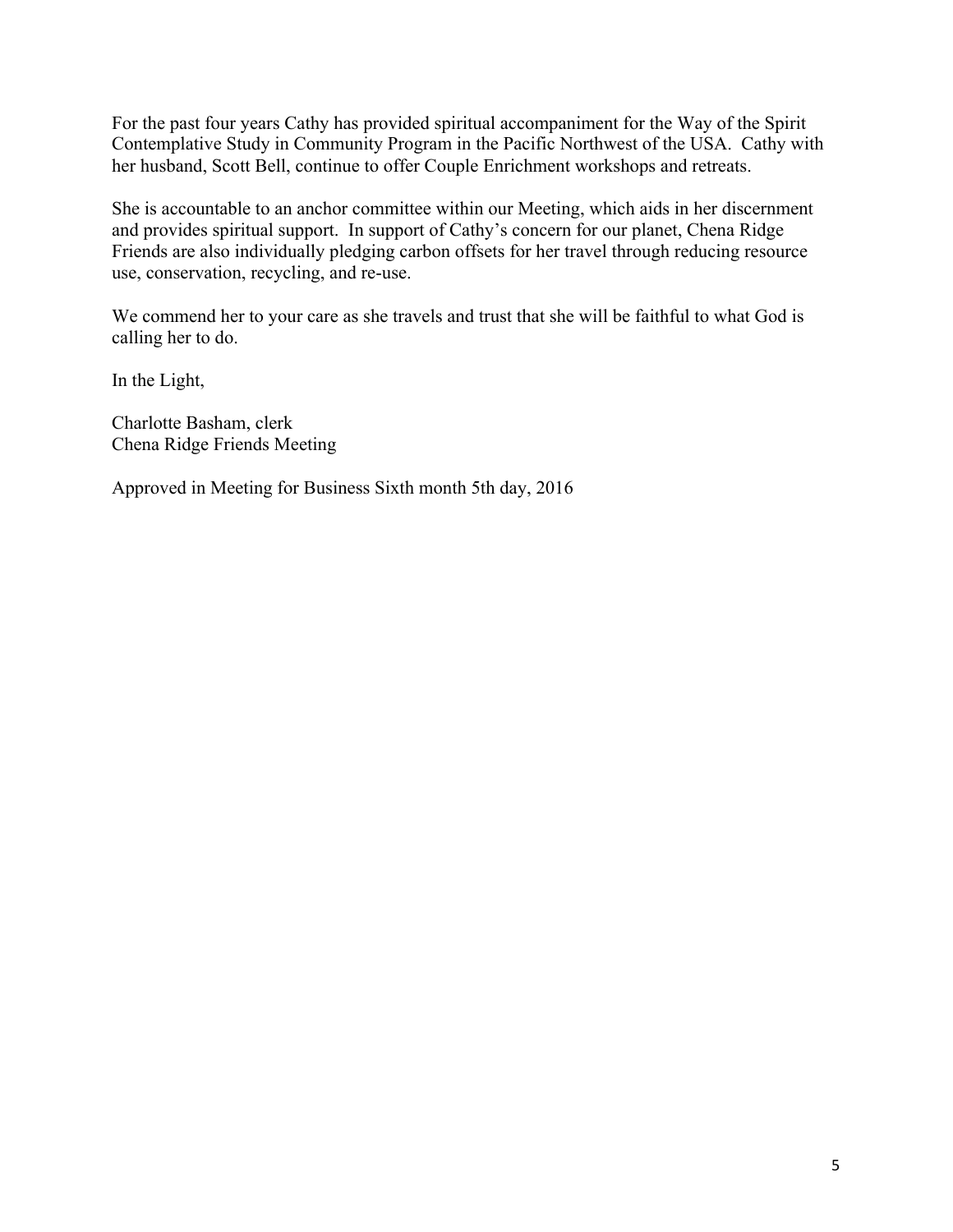For the past four years Cathy has provided spiritual accompaniment for the Way of the Spirit Contemplative Study in Community Program in the Pacific Northwest of the USA. Cathy with her husband, Scott Bell, continue to offer Couple Enrichment workshops and retreats.

She is accountable to an anchor committee within our Meeting, which aids in her discernment and provides spiritual support. In support of Cathy's concern for our planet, Chena Ridge Friends are also individually pledging carbon offsets for her travel through reducing resource use, conservation, recycling, and re-use.

We commend her to your care as she travels and trust that she will be faithful to what God is calling her to do.

In the Light,

Charlotte Basham, clerk
Chena Ridge Friends Meeting

Approved in Meeting for Business Sixth month 5th day, 2016